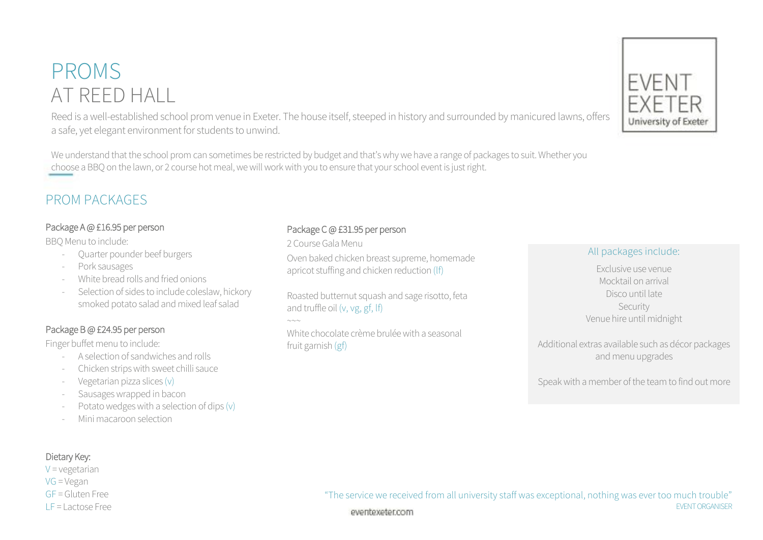# PROMS
## AT REED HALL

EVENT EXETER
University of Exeter

Reed is a well-established school prom venue in Exeter. The house itself, steeped in history and surrounded by manicured lawns, offers a safe, yet elegant environment for students to unwind.

We understand that the school prom can sometimes be restricted by budget and that's why we have a range of packages to suit. Whether you choose a BBQ on the lawn, or 2 course hot meal, we will work with you to ensure that your school event is just right.

## PROM PACKAGES

### Package A @ £16.95 per person

BBQ Menu to include:

- Quarter pounder beef burgers
- Pork sausages
- White bread rolls and fried onions
- Selection of sides to include coleslaw, hickory smoked potato salad and mixed leaf salad

### Package B @ £24.95 per person

Finger buffet menu to include:

- A selection of sandwiches and rolls
- Chicken strips with sweet chilli sauce
- Vegetarian pizza slices (v)
- Sausages wrapped in bacon
- Potato wedges with a selection of dips (v)
- Mini macaroon selection

### Package C @ £31.95 per person

2 Course Gala Menu

Oven baked chicken breast supreme, homemade apricot stuffing and chicken reduction (lf)

Roasted butternut squash and sage risotto, feta and truffle oil (v, vg, gf, lf)

~~~

White chocolate crème brulée with a seasonal fruit garnish (gf)

### All packages include:

Exclusive use venue
Mocktail on arrival
Disco until late
Security
Venue hire until midnight

Additional extras available such as décor packages and menu upgrades

Speak with a member of the team to find out more

Dietary Key:
V = vegetarian
VG = Vegan
GF = Gluten Free
LF = Lactose Free

"The service we received from all university staff was exceptional, nothing was ever too much trouble"
EVENT ORGANISER

eventexeter.com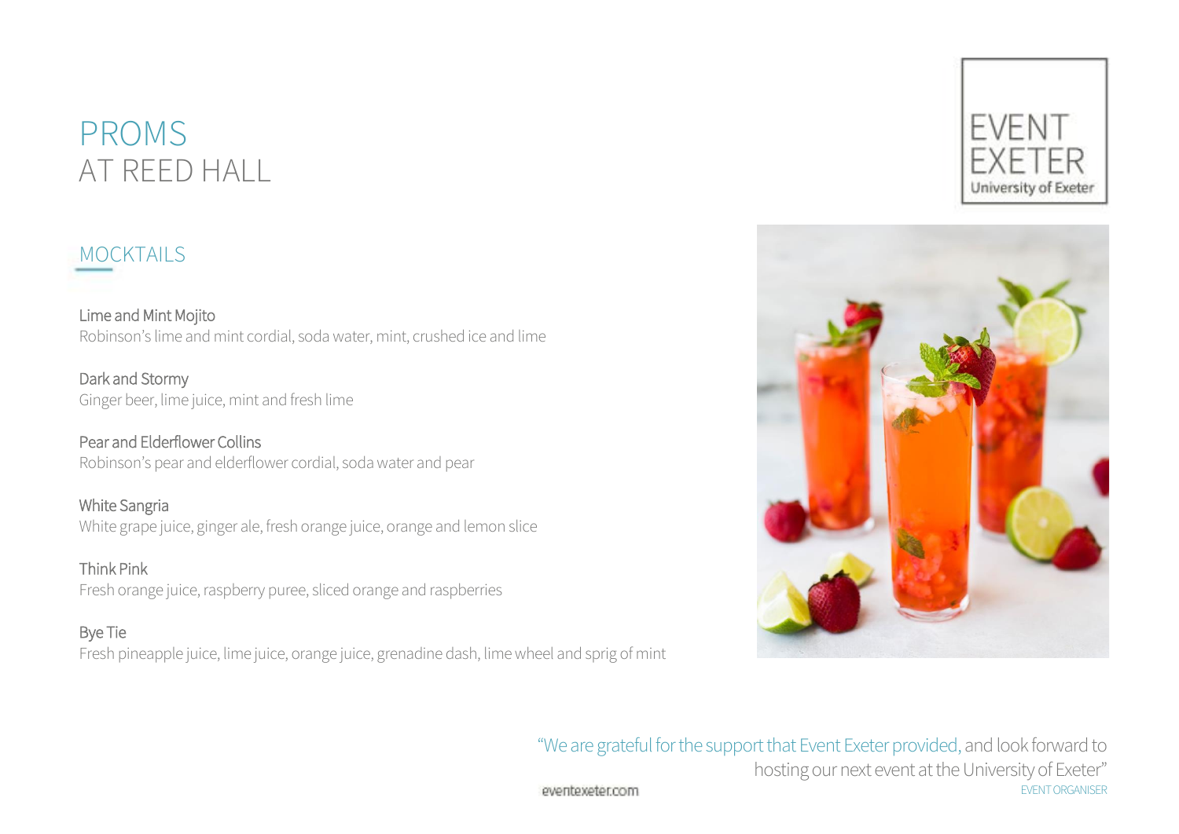# PROMS
AT REED HALL

EVENT EXETER
University of Exeter

## MOCKTAILS

Lime and Mint Mojito
Robinson's lime and mint cordial, soda water, mint, crushed ice and lime

Dark and Stormy
Ginger beer, lime juice, mint and fresh lime

Pear and Elderflower Collins
Robinson's pear and elderflower cordial, soda water and pear

White Sangria
White grape juice, ginger ale, fresh orange juice, orange and lemon slice

Think Pink
Fresh orange juice, raspberry puree, sliced orange and raspberries

Bye Tie
Fresh pineapple juice, lime juice, orange juice, grenadine dash, lime wheel and sprig of mint

"We are grateful for the support that Event Exeter provided, and look forward to hosting our next event at the University of Exeter"
EVENT ORGANISER

eventexeter.com